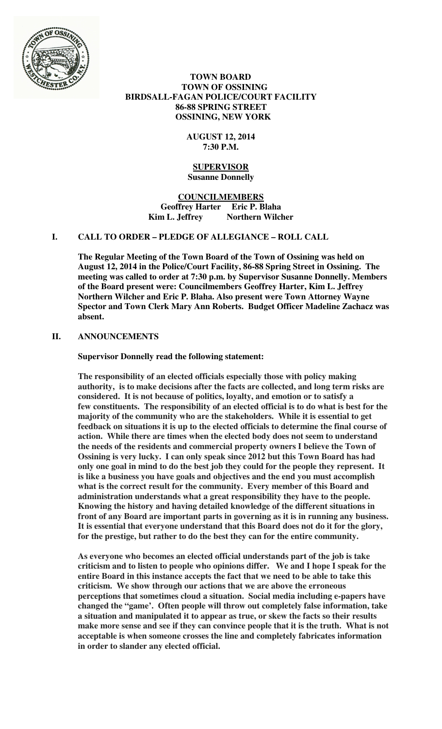**TOWN BOARD**
**TOWN OF OSSINING**
**BIRDSALL-FAGAN POLICE/COURT FACILITY**
**86-88 SPRING STREET**
**OSSINING, NEW YORK**

**AUGUST 12, 2014**
**7:30 P.M.**

**SUPERVISOR**
**Susanne Donnelly**

**COUNCILMEMBERS**
**Geoffrey Harter Eric P. Blaha**
**Kim L. Jeffrey Northern Wilcher**

## I. CALL TO ORDER – PLEDGE OF ALLEGIANCE – ROLL CALL

**The Regular Meeting of the Town Board of the Town of Ossining was held on August 12, 2014 in the Police/Court Facility, 86-88 Spring Street in Ossining. The meeting was called to order at 7:30 p.m. by Supervisor Susanne Donnelly. Members of the Board present were: Councilmembers Geoffrey Harter, Kim L. Jeffrey Northern Wilcher and Eric P. Blaha. Also present were Town Attorney Wayne Spector and Town Clerk Mary Ann Roberts. Budget Officer Madeline Zachacz was absent.**

## II. ANNOUNCEMENTS

**Supervisor Donnelly read the following statement:**

**The responsibility of an elected officials especially those with policy making authority, is to make decisions after the facts are collected, and long term risks are considered. It is not because of politics, loyalty, and emotion or to satisfy a few constituents. The responsibility of an elected official is to do what is best for the majority of the community who are the stakeholders. While it is essential to get feedback on situations it is up to the elected officials to determine the final course of action. While there are times when the elected body does not seem to understand the needs of the residents and commercial property owners I believe the Town of Ossining is very lucky. I can only speak since 2012 but this Town Board has had only one goal in mind to do the best job they could for the people they represent. It is like a business you have goals and objectives and the end you must accomplish what is the correct result for the community. Every member of this Board and administration understands what a great responsibility they have to the people. Knowing the history and having detailed knowledge of the different situations in front of any Board are important parts in governing as it is in running any business. It is essential that everyone understand that this Board does not do it for the glory, for the prestige, but rather to do the best they can for the entire community.**

**As everyone who becomes an elected official understands part of the job is take criticism and to listen to people who opinions differ. We and I hope I speak for the entire Board in this instance accepts the fact that we need to be able to take this criticism. We show through our actions that we are above the erroneous perceptions that sometimes cloud a situation. Social media including e-papers have changed the "game'. Often people will throw out completely false information, take a situation and manipulated it to appear as true, or skew the facts so their results make more sense and see if they can convince people that it is the truth. What is not acceptable is when someone crosses the line and completely fabricates information in order to slander any elected official.**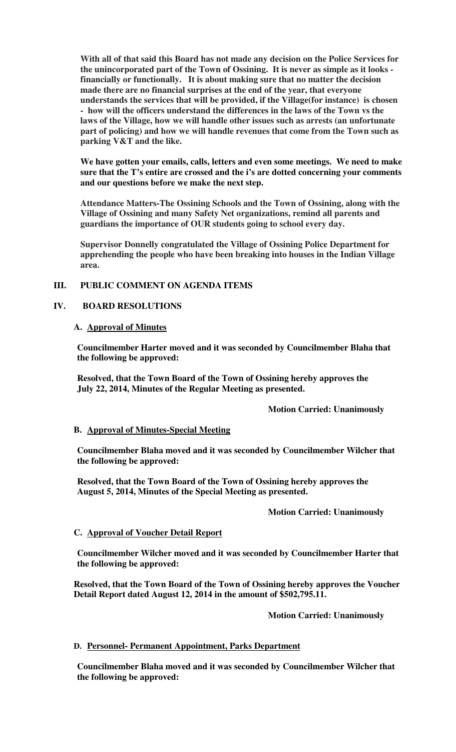**With all of that said this Board has not made any decision on the Police Services for the unincorporated part of the Town of Ossining. It is never as simple as it looks - financially or functionally. It is about making sure that no matter the decision made there are no financial surprises at the end of the year, that everyone understands the services that will be provided, if the Village(for instance) is chosen - how will the officers understand the differences in the laws of the Town vs the laws of the Village, how we will handle other issues such as arrests (an unfortunate part of policing) and how we will handle revenues that come from the Town such as parking V&T and the like.**

**We have gotten your emails, calls, letters and even some meetings. We need to make sure that the T's entire are crossed and the i's are dotted concerning your comments and our questions before we make the next step.**

**Attendance Matters-The Ossining Schools and the Town of Ossining, along with the Village of Ossining and many Safety Net organizations, remind all parents and guardians the importance of OUR students going to school every day.**

**Supervisor Donnelly congratulated the Village of Ossining Police Department for apprehending the people who have been breaking into houses in the Indian Village area.**

## III. PUBLIC COMMENT ON AGENDA ITEMS

## IV. BOARD RESOLUTIONS

### A. Approval of Minutes

**Councilmember Harter moved and it was seconded by Councilmember Blaha that the following be approved:**

**Resolved, that the Town Board of the Town of Ossining hereby approves the July 22, 2014, Minutes of the Regular Meeting as presented.**

**Motion Carried: Unanimously**

### B. Approval of Minutes-Special Meeting

**Councilmember Blaha moved and it was seconded by Councilmember Wilcher that the following be approved:**

**Resolved, that the Town Board of the Town of Ossining hereby approves the August 5, 2014, Minutes of the Special Meeting as presented.**

**Motion Carried: Unanimously**

### C. Approval of Voucher Detail Report

**Councilmember Wilcher moved and it was seconded by Councilmember Harter that the following be approved:**

**Resolved, that the Town Board of the Town of Ossining hereby approves the Voucher Detail Report dated August 12, 2014 in the amount of $502,795.11.**

**Motion Carried: Unanimously**

### D. Personnel- Permanent Appointment, Parks Department

**Councilmember Blaha moved and it was seconded by Councilmember Wilcher that the following be approved:**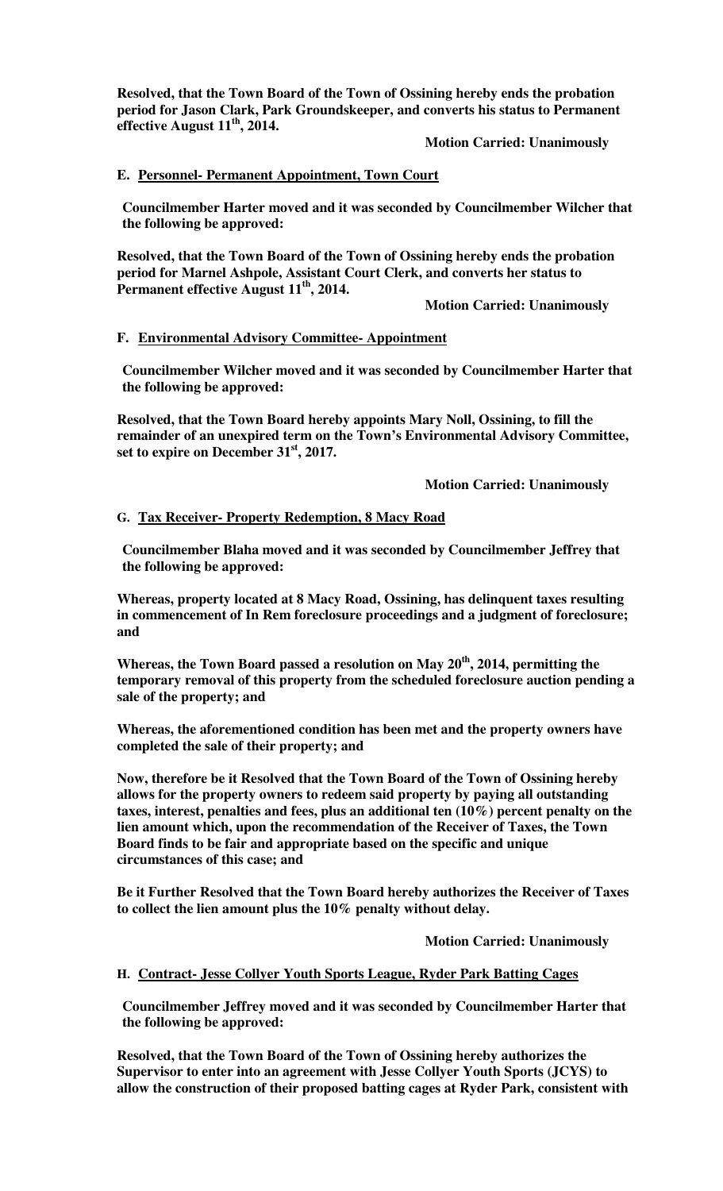**Resolved, that the Town Board of the Town of Ossining hereby ends the probation period for Jason Clark, Park Groundskeeper, and converts his status to Permanent effective August 11th, 2014.**

**Motion Carried: Unanimously**

**E. Personnel- Permanent Appointment, Town Court**

**Councilmember Harter moved and it was seconded by Councilmember Wilcher that the following be approved:**

**Resolved, that the Town Board of the Town of Ossining hereby ends the probation period for Marnel Ashpole, Assistant Court Clerk, and converts her status to Permanent effective August 11th, 2014.**

**Motion Carried: Unanimously**

**F. Environmental Advisory Committee- Appointment**

**Councilmember Wilcher moved and it was seconded by Councilmember Harter that the following be approved:**

**Resolved, that the Town Board hereby appoints Mary Noll, Ossining, to fill the remainder of an unexpired term on the Town's Environmental Advisory Committee, set to expire on December 31st, 2017.**

**Motion Carried: Unanimously**

**G. Tax Receiver- Property Redemption, 8 Macy Road**

**Councilmember Blaha moved and it was seconded by Councilmember Jeffrey that the following be approved:**

**Whereas, property located at 8 Macy Road, Ossining, has delinquent taxes resulting in commencement of In Rem foreclosure proceedings and a judgment of foreclosure; and**

**Whereas, the Town Board passed a resolution on May 20th, 2014, permitting the temporary removal of this property from the scheduled foreclosure auction pending a sale of the property; and**

**Whereas, the aforementioned condition has been met and the property owners have completed the sale of their property; and**

**Now, therefore be it Resolved that the Town Board of the Town of Ossining hereby allows for the property owners to redeem said property by paying all outstanding taxes, interest, penalties and fees, plus an additional ten (10%) percent penalty on the lien amount which, upon the recommendation of the Receiver of Taxes, the Town Board finds to be fair and appropriate based on the specific and unique circumstances of this case; and**

**Be it Further Resolved that the Town Board hereby authorizes the Receiver of Taxes to collect the lien amount plus the 10% penalty without delay.**

**Motion Carried: Unanimously**

**H. Contract- Jesse Collyer Youth Sports League, Ryder Park Batting Cages**

**Councilmember Jeffrey moved and it was seconded by Councilmember Harter that the following be approved:**

**Resolved, that the Town Board of the Town of Ossining hereby authorizes the Supervisor to enter into an agreement with Jesse Collyer Youth Sports (JCYS) to allow the construction of their proposed batting cages at Ryder Park, consistent with**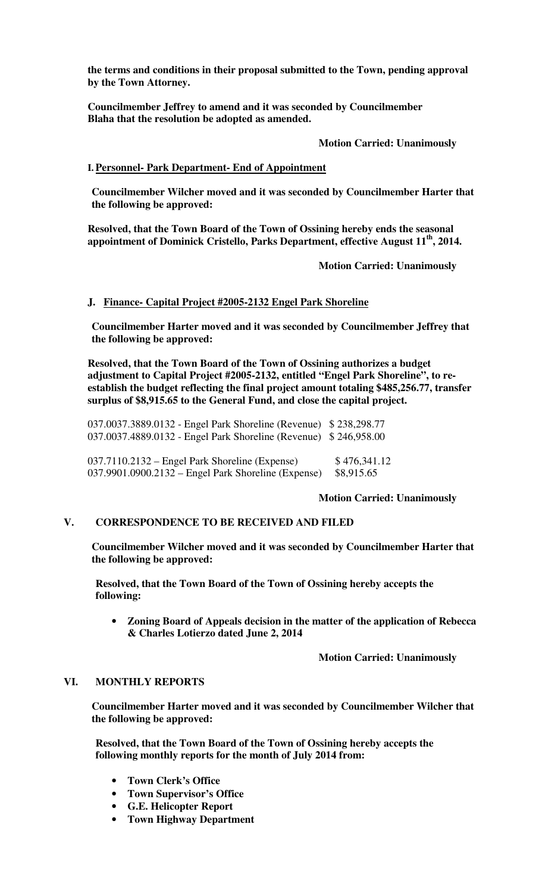**the terms and conditions in their proposal submitted to the Town, pending approval by the Town Attorney.**

**Councilmember Jeffrey to amend and it was seconded by Councilmember Blaha that the resolution be adopted as amended.**

**Motion Carried: Unanimously**

**I. Personnel- Park Department- End of Appointment**

**Councilmember Wilcher moved and it was seconded by Councilmember Harter that the following be approved:**

**Resolved, that the Town Board of the Town of Ossining hereby ends the seasonal appointment of Dominick Cristello, Parks Department, effective August 11th, 2014.**

**Motion Carried: Unanimously**

**J. Finance- Capital Project #2005-2132 Engel Park Shoreline**

**Councilmember Harter moved and it was seconded by Councilmember Jeffrey that the following be approved:**

**Resolved, that the Town Board of the Town of Ossining authorizes a budget adjustment to Capital Project #2005-2132, entitled "Engel Park Shoreline", to re-establish the budget reflecting the final project amount totaling $485,256.77, transfer surplus of $8,915.65 to the General Fund, and close the capital project.**

| | |
|---|---|
| 037.0037.3889.0132 - Engel Park Shoreline (Revenue) | $ 238,298.77 |
| 037.0037.4889.0132 - Engel Park Shoreline (Revenue) | $ 246,958.00 |
| 037.7110.2132 – Engel Park Shoreline (Expense) | $ 476,341.12 |
| 037.9901.0900.2132 – Engel Park Shoreline (Expense) | $8,915.65 |

**Motion Carried: Unanimously**

## V. CORRESPONDENCE TO BE RECEIVED AND FILED

**Councilmember Wilcher moved and it was seconded by Councilmember Harter that the following be approved:**

**Resolved, that the Town Board of the Town of Ossining hereby accepts the following:**

- **Zoning Board of Appeals decision in the matter of the application of Rebecca & Charles Lotierzo dated June 2, 2014**

**Motion Carried: Unanimously**

## VI. MONTHLY REPORTS

**Councilmember Harter moved and it was seconded by Councilmember Wilcher that the following be approved:**

**Resolved, that the Town Board of the Town of Ossining hereby accepts the following monthly reports for the month of July 2014 from:**

- **Town Clerk's Office**
- **Town Supervisor's Office**
- **G.E. Helicopter Report**
- **Town Highway Department**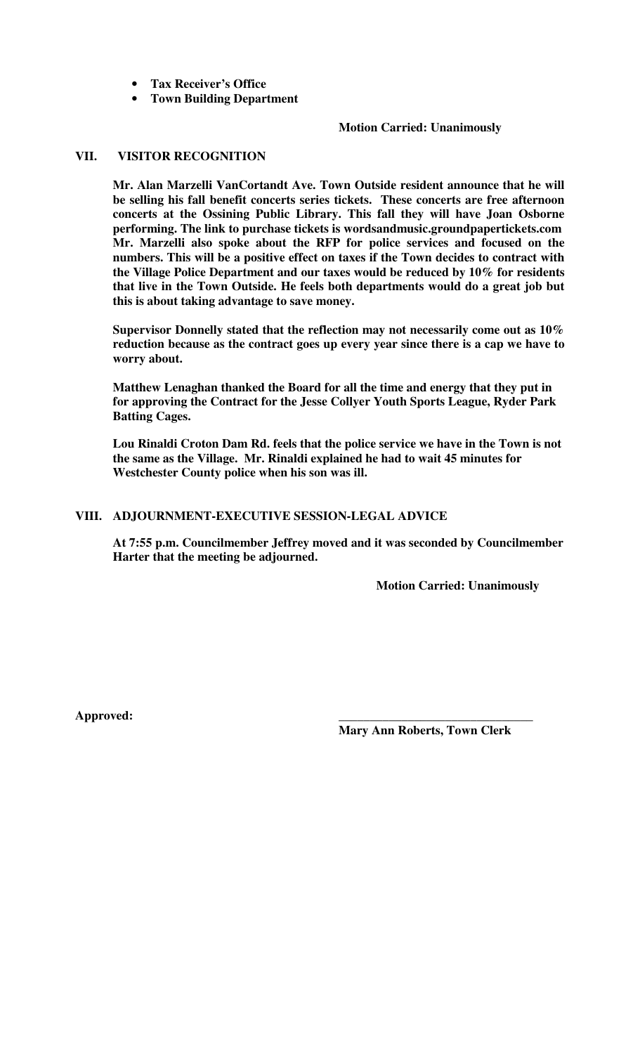- **Tax Receiver's Office**
- **Town Building Department**

**Motion Carried: Unanimously**

## VII. VISITOR RECOGNITION

**Mr. Alan Marzelli VanCortandt Ave. Town Outside resident announce that he will be selling his fall benefit concerts series tickets. These concerts are free afternoon concerts at the Ossining Public Library. This fall they will have Joan Osborne performing. The link to purchase tickets is wordsandmusic.groundpapertickets.com Mr. Marzelli also spoke about the RFP for police services and focused on the numbers. This will be a positive effect on taxes if the Town decides to contract with the Village Police Department and our taxes would be reduced by 10% for residents that live in the Town Outside. He feels both departments would do a great job but this is about taking advantage to save money.**

**Supervisor Donnelly stated that the reflection may not necessarily come out as 10% reduction because as the contract goes up every year since there is a cap we have to worry about.**

**Matthew Lenaghan thanked the Board for all the time and energy that they put in for approving the Contract for the Jesse Collyer Youth Sports League, Ryder Park Batting Cages.**

**Lou Rinaldi Croton Dam Rd. feels that the police service we have in the Town is not the same as the Village. Mr. Rinaldi explained he had to wait 45 minutes for Westchester County police when his son was ill.**

## VIII. ADJOURNMENT-EXECUTIVE SESSION-LEGAL ADVICE

**At 7:55 p.m. Councilmember Jeffrey moved and it was seconded by Councilmember Harter that the meeting be adjourned.**

**Motion Carried: Unanimously**

**Approved:** \_\_\_\_\_\_\_\_\_\_\_\_\_\_\_\_\_\_\_\_\_\_\_\_\_\_\_\_\_\_\_\_

**Mary Ann Roberts, Town Clerk**